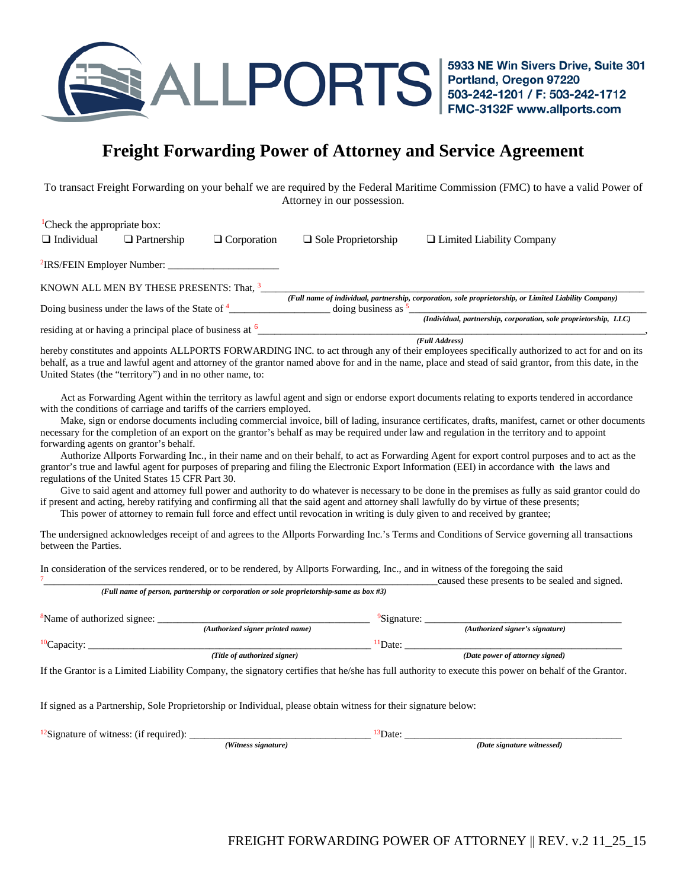ALLPORTS

5933 NE Win Sivers Drive, Suite 301
Portland, Oregon 97220
503-242-1201 / F: 503-242-1712
FMC-3132F www.allports.com

# Freight Forwarding Power of Attorney and Service Agreement

To transact Freight Forwarding on your behalf we are required by the Federal Maritime Commission (FMC) to have a valid Power of Attorney in our possession.

[1]Check the appropriate box:

❑ Individual ❑ Partnership ❑ Corporation ❑ Sole Proprietorship ❑ Limited Liability Company

[2]IRS/FEIN Employer Number: ______________________

KNOWN ALL MEN BY THESE PRESENTS: That, [3]______________________________________________________________
*(Full name of individual, partnership, corporation, sole proprietorship, or Limited Liability Company)*

Doing business under the laws of the State of [4]____________________ doing business as [5]______________________________________
*(Individual, partnership, corporation, sole proprietorship, LLC)*

residing at or having a principal place of business at [6]______________________________________________________________,
*(Full Address)*

hereby constitutes and appoints ALLPORTS FORWARDING INC. to act through any of their employees specifically authorized to act for and on its behalf, as a true and lawful agent and attorney of the grantor named above for and in the name, place and stead of said grantor, from this date, in the United States (the "territory") and in no other name, to:

Act as Forwarding Agent within the territory as lawful agent and sign or endorse export documents relating to exports tendered in accordance with the conditions of carriage and tariffs of the carriers employed.

Make, sign or endorse documents including commercial invoice, bill of lading, insurance certificates, drafts, manifest, carnet or other documents necessary for the completion of an export on the grantor's behalf as may be required under law and regulation in the territory and to appoint forwarding agents on grantor's behalf.

Authorize Allports Forwarding Inc., in their name and on their behalf, to act as Forwarding Agent for export control purposes and to act as the grantor's true and lawful agent for purposes of preparing and filing the Electronic Export Information (EEI) in accordance with the laws and regulations of the United States 15 CFR Part 30.

Give to said agent and attorney full power and authority to do whatever is necessary to be done in the premises as fully as said grantor could do if present and acting, hereby ratifying and confirming all that the said agent and attorney shall lawfully do by virtue of these presents;

This power of attorney to remain full force and effect until revocation in writing is duly given to and received by grantee;

The undersigned acknowledges receipt of and agrees to the Allports Forwarding Inc.'s Terms and Conditions of Service governing all transactions between the Parties.

In consideration of the services rendered, or to be rendered, by Allports Forwarding, Inc., and in witness of the foregoing the said [7]______________________________________________________________caused these presents to be sealed and signed.
*(Full name of person, partnership or corporation or sole proprietorship-same as box #3)*

[8]Name of authorized signee: ________________________________ [9]Signature: ________________________________
*(Authorized signer printed name)* *(Authorized signer's signature)*

[10]Capacity: ________________________________ [11]Date: ________________________________
*(Title of authorized signer)* *(Date power of attorney signed)*

If the Grantor is a Limited Liability Company, the signatory certifies that he/she has full authority to execute this power on behalf of the Grantor.

If signed as a Partnership, Sole Proprietorship or Individual, please obtain witness for their signature below:

[12]Signature of witness: (if required): ________________________________ [13]Date: ________________________________
*(Witness signature)* *(Date signature witnessed)*

FREIGHT FORWARDING POWER OF ATTORNEY || REV. v.2 11_25_15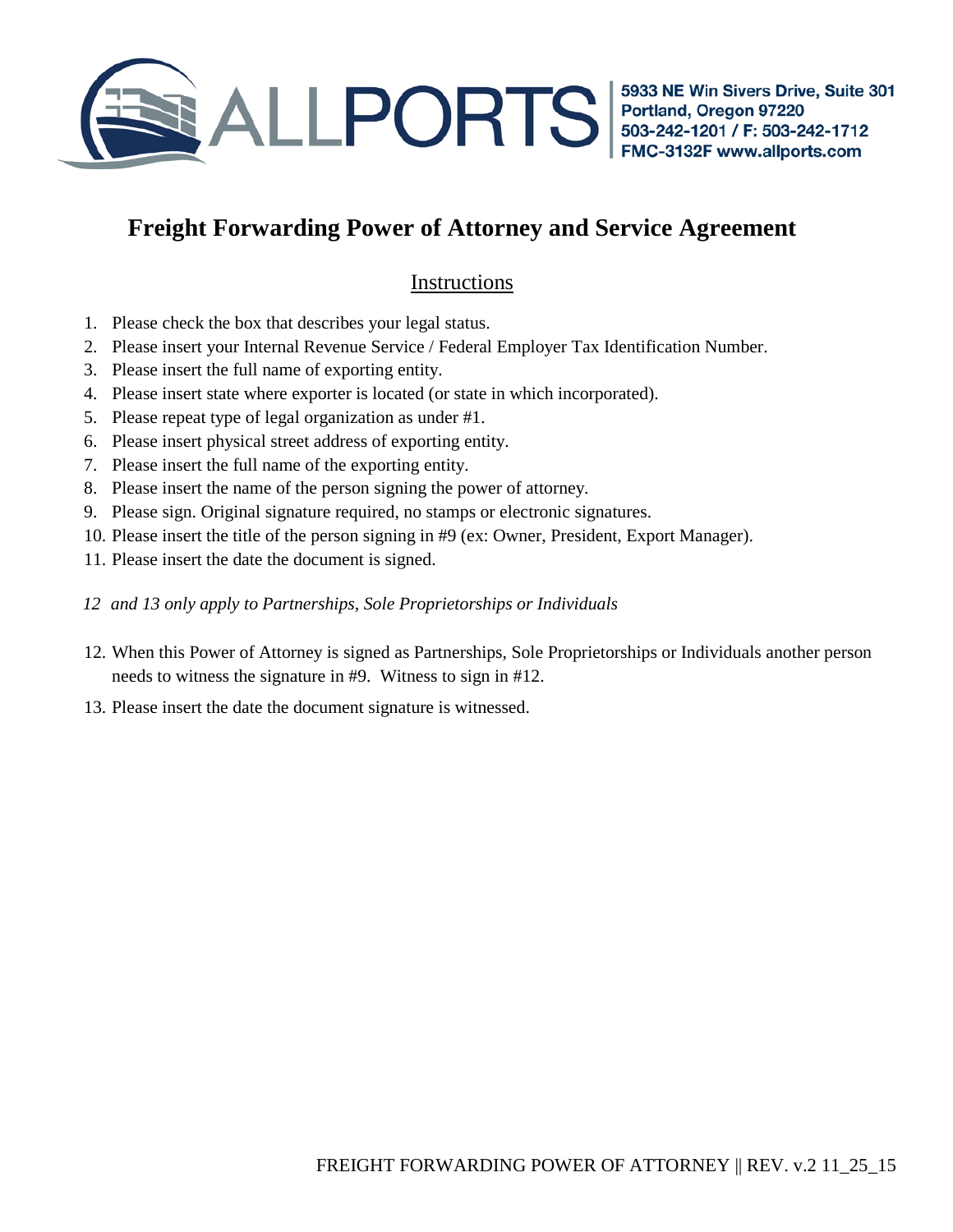ALLPORTS

5933 NE Win Sivers Drive, Suite 301
Portland, Oregon 97220
503-242-1201 / F: 503-242-1712
FMC-3132F www.allports.com

# Freight Forwarding Power of Attorney and Service Agreement

## Instructions

1. Please check the box that describes your legal status.
2. Please insert your Internal Revenue Service / Federal Employer Tax Identification Number.
3. Please insert the full name of exporting entity.
4. Please insert state where exporter is located (or state in which incorporated).
5. Please repeat type of legal organization as under #1.
6. Please insert physical street address of exporting entity.
7. Please insert the full name of the exporting entity.
8. Please insert the name of the person signing the power of attorney.
9. Please sign. Original signature required, no stamps or electronic signatures.
10. Please insert the title of the person signing in #9 (ex: Owner, President, Export Manager).
11. Please insert the date the document is signed.

*12 and 13 only apply to Partnerships, Sole Proprietorships or Individuals*

12. When this Power of Attorney is signed as Partnerships, Sole Proprietorships or Individuals another person needs to witness the signature in #9. Witness to sign in #12.
13. Please insert the date the document signature is witnessed.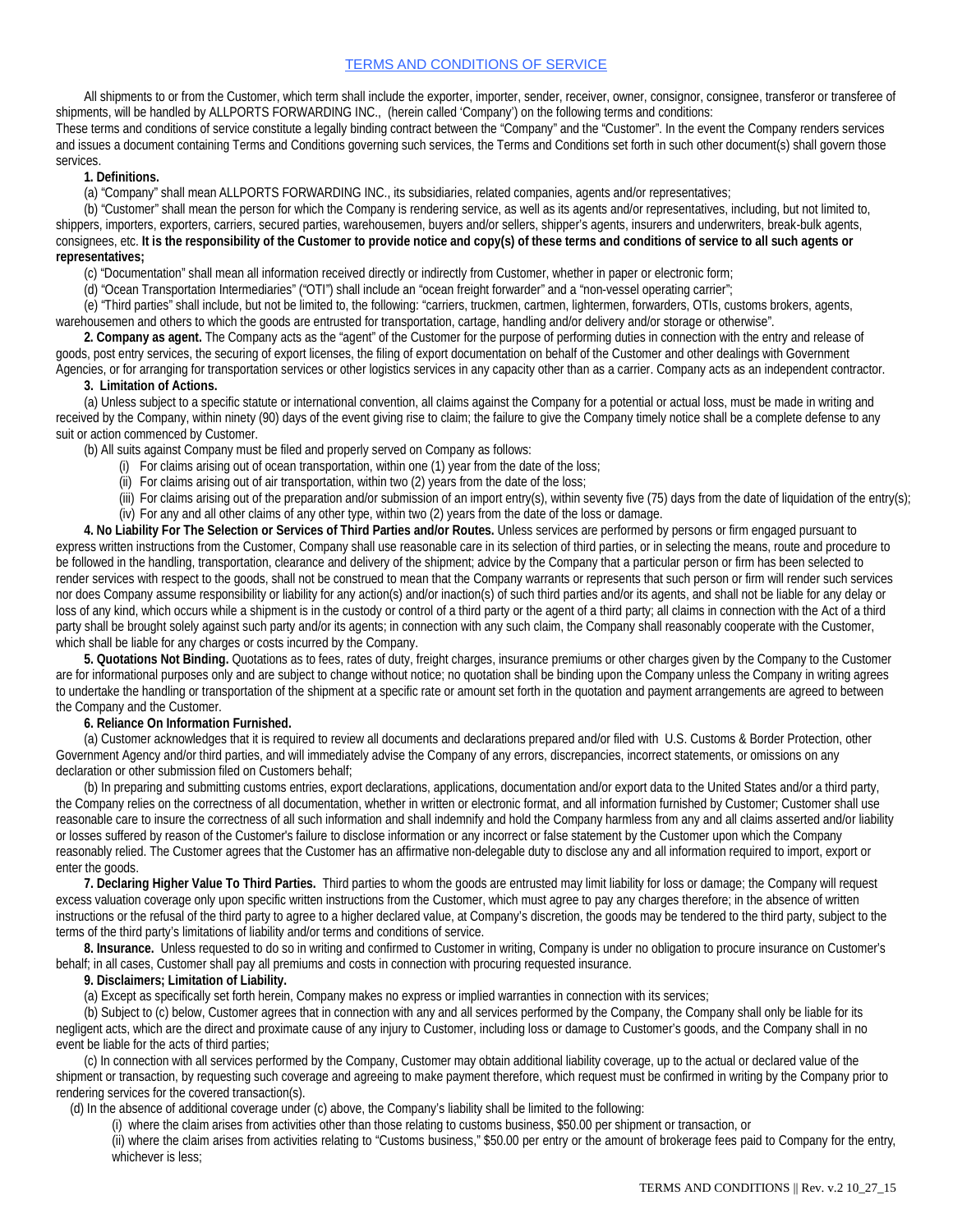## TERMS AND CONDITIONS OF SERVICE

All shipments to or from the Customer, which term shall include the exporter, importer, sender, receiver, owner, consignor, consignee, transferor or transferee of shipments, will be handled by ALLPORTS FORWARDING INC., (herein called 'Company') on the following terms and conditions:

These terms and conditions of service constitute a legally binding contract between the "Company" and the "Customer". In the event the Company renders services and issues a document containing Terms and Conditions governing such services, the Terms and Conditions set forth in such other document(s) shall govern those services.

**1. Definitions.**

(a) "Company" shall mean ALLPORTS FORWARDING INC., its subsidiaries, related companies, agents and/or representatives;

(b) "Customer" shall mean the person for which the Company is rendering service, as well as its agents and/or representatives, including, but not limited to, shippers, importers, exporters, carriers, secured parties, warehousemen, buyers and/or sellers, shipper's agents, insurers and underwriters, break-bulk agents, consignees, etc. **It is the responsibility of the Customer to provide notice and copy(s) of these terms and conditions of service to all such agents or representatives;**

(c) "Documentation" shall mean all information received directly or indirectly from Customer, whether in paper or electronic form;

(d) "Ocean Transportation Intermediaries" ("OTI") shall include an "ocean freight forwarder" and a "non-vessel operating carrier";

(e) "Third parties" shall include, but not be limited to, the following: "carriers, truckmen, cartmen, lightermen, forwarders, OTIs, customs brokers, agents, warehousemen and others to which the goods are entrusted for transportation, cartage, handling and/or delivery and/or storage or otherwise".

**2. Company as agent.** The Company acts as the "agent" of the Customer for the purpose of performing duties in connection with the entry and release of goods, post entry services, the securing of export licenses, the filing of export documentation on behalf of the Customer and other dealings with Government Agencies, or for arranging for transportation services or other logistics services in any capacity other than as a carrier. Company acts as an independent contractor.

**3. Limitation of Actions.**

(a) Unless subject to a specific statute or international convention, all claims against the Company for a potential or actual loss, must be made in writing and received by the Company, within ninety (90) days of the event giving rise to claim; the failure to give the Company timely notice shall be a complete defense to any suit or action commenced by Customer.

(b) All suits against Company must be filed and properly served on Company as follows:

(i) For claims arising out of ocean transportation, within one (1) year from the date of the loss;

(ii) For claims arising out of air transportation, within two (2) years from the date of the loss;

(iii) For claims arising out of the preparation and/or submission of an import entry(s), within seventy five (75) days from the date of liquidation of the entry(s);

(iv) For any and all other claims of any other type, within two (2) years from the date of the loss or damage.

**4. No Liability For The Selection or Services of Third Parties and/or Routes.** Unless services are performed by persons or firm engaged pursuant to express written instructions from the Customer, Company shall use reasonable care in its selection of third parties, or in selecting the means, route and procedure to be followed in the handling, transportation, clearance and delivery of the shipment; advice by the Company that a particular person or firm has been selected to render services with respect to the goods, shall not be construed to mean that the Company warrants or represents that such person or firm will render such services nor does Company assume responsibility or liability for any action(s) and/or inaction(s) of such third parties and/or its agents, and shall not be liable for any delay or loss of any kind, which occurs while a shipment is in the custody or control of a third party or the agent of a third party; all claims in connection with the Act of a third party shall be brought solely against such party and/or its agents; in connection with any such claim, the Company shall reasonably cooperate with the Customer, which shall be liable for any charges or costs incurred by the Company.

**5. Quotations Not Binding.** Quotations as to fees, rates of duty, freight charges, insurance premiums or other charges given by the Company to the Customer are for informational purposes only and are subject to change without notice; no quotation shall be binding upon the Company unless the Company in writing agrees to undertake the handling or transportation of the shipment at a specific rate or amount set forth in the quotation and payment arrangements are agreed to between the Company and the Customer.

**6. Reliance On Information Furnished.**

(a) Customer acknowledges that it is required to review all documents and declarations prepared and/or filed with U.S. Customs & Border Protection, other Government Agency and/or third parties, and will immediately advise the Company of any errors, discrepancies, incorrect statements, or omissions on any declaration or other submission filed on Customers behalf;

(b) In preparing and submitting customs entries, export declarations, applications, documentation and/or export data to the United States and/or a third party, the Company relies on the correctness of all documentation, whether in written or electronic format, and all information furnished by Customer; Customer shall use reasonable care to insure the correctness of all such information and shall indemnify and hold the Company harmless from any and all claims asserted and/or liability or losses suffered by reason of the Customer's failure to disclose information or any incorrect or false statement by the Customer upon which the Company reasonably relied. The Customer agrees that the Customer has an affirmative non-delegable duty to disclose any and all information required to import, export or enter the goods.

**7. Declaring Higher Value To Third Parties.** Third parties to whom the goods are entrusted may limit liability for loss or damage; the Company will request excess valuation coverage only upon specific written instructions from the Customer, which must agree to pay any charges therefore; in the absence of written instructions or the refusal of the third party to agree to a higher declared value, at Company's discretion, the goods may be tendered to the third party, subject to the terms of the third party's limitations of liability and/or terms and conditions of service.

**8. Insurance.** Unless requested to do so in writing and confirmed to Customer in writing, Company is under no obligation to procure insurance on Customer's behalf; in all cases, Customer shall pay all premiums and costs in connection with procuring requested insurance.

**9. Disclaimers; Limitation of Liability.**

(a) Except as specifically set forth herein, Company makes no express or implied warranties in connection with its services;

(b) Subject to (c) below, Customer agrees that in connection with any and all services performed by the Company, the Company shall only be liable for its negligent acts, which are the direct and proximate cause of any injury to Customer, including loss or damage to Customer's goods, and the Company shall in no event be liable for the acts of third parties;

(c) In connection with all services performed by the Company, Customer may obtain additional liability coverage, up to the actual or declared value of the shipment or transaction, by requesting such coverage and agreeing to make payment therefore, which request must be confirmed in writing by the Company prior to rendering services for the covered transaction(s).

(d) In the absence of additional coverage under (c) above, the Company's liability shall be limited to the following:

(i) where the claim arises from activities other than those relating to customs business, $50.00 per shipment or transaction, or

(ii) where the claim arises from activities relating to "Customs business," $50.00 per entry or the amount of brokerage fees paid to Company for the entry, whichever is less;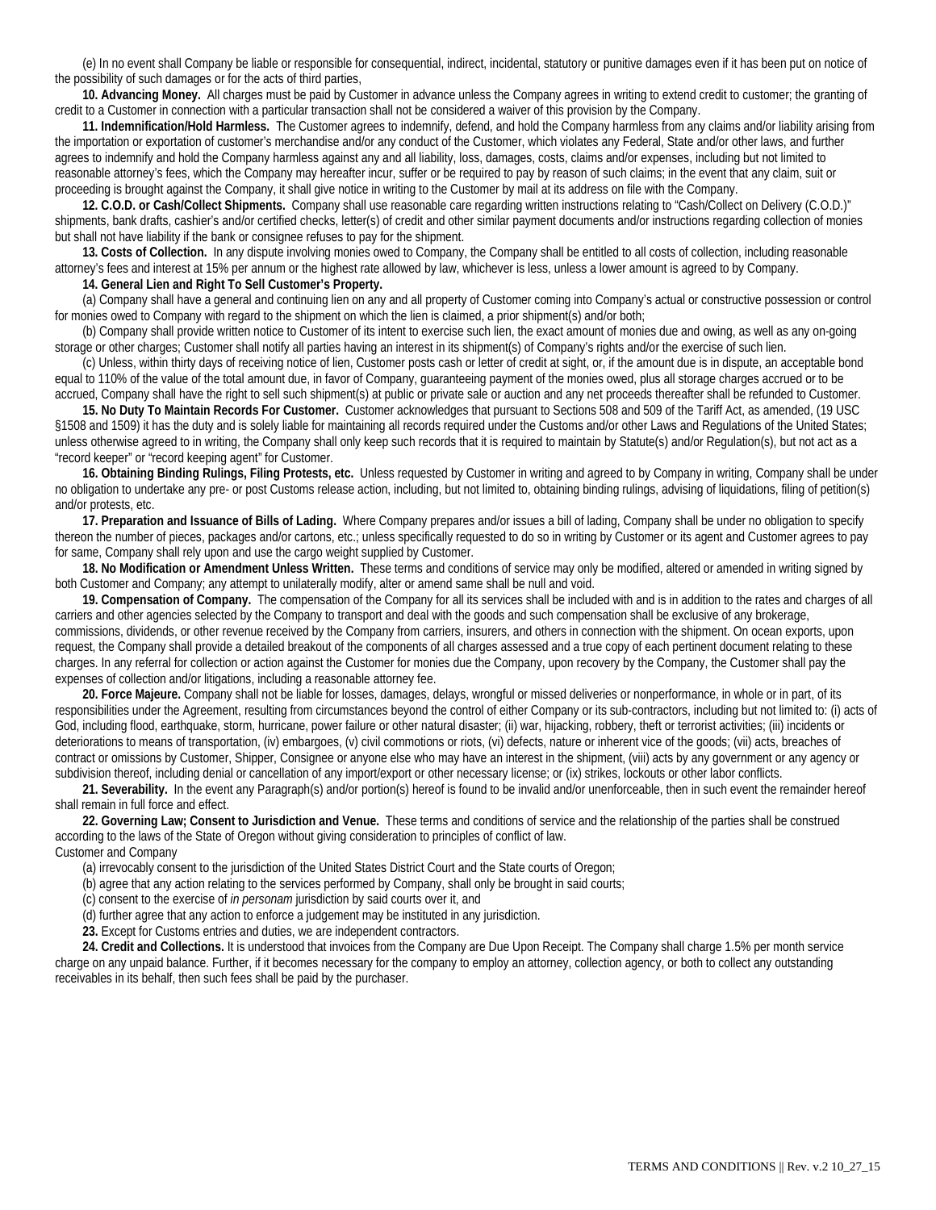(e) In no event shall Company be liable or responsible for consequential, indirect, incidental, statutory or punitive damages even if it has been put on notice of the possibility of such damages or for the acts of third parties,

**10. Advancing Money.** All charges must be paid by Customer in advance unless the Company agrees in writing to extend credit to customer; the granting of credit to a Customer in connection with a particular transaction shall not be considered a waiver of this provision by the Company.

**11. Indemnification/Hold Harmless.** The Customer agrees to indemnify, defend, and hold the Company harmless from any claims and/or liability arising from the importation or exportation of customer's merchandise and/or any conduct of the Customer, which violates any Federal, State and/or other laws, and further agrees to indemnify and hold the Company harmless against any and all liability, loss, damages, costs, claims and/or expenses, including but not limited to reasonable attorney's fees, which the Company may hereafter incur, suffer or be required to pay by reason of such claims; in the event that any claim, suit or proceeding is brought against the Company, it shall give notice in writing to the Customer by mail at its address on file with the Company.

**12. C.O.D. or Cash/Collect Shipments.** Company shall use reasonable care regarding written instructions relating to "Cash/Collect on Delivery (C.O.D.)" shipments, bank drafts, cashier's and/or certified checks, letter(s) of credit and other similar payment documents and/or instructions regarding collection of monies but shall not have liability if the bank or consignee refuses to pay for the shipment.

**13. Costs of Collection.** In any dispute involving monies owed to Company, the Company shall be entitled to all costs of collection, including reasonable attorney's fees and interest at 15% per annum or the highest rate allowed by law, whichever is less, unless a lower amount is agreed to by Company.

**14. General Lien and Right To Sell Customer's Property.**

(a) Company shall have a general and continuing lien on any and all property of Customer coming into Company's actual or constructive possession or control for monies owed to Company with regard to the shipment on which the lien is claimed, a prior shipment(s) and/or both;

(b) Company shall provide written notice to Customer of its intent to exercise such lien, the exact amount of monies due and owing, as well as any on-going storage or other charges; Customer shall notify all parties having an interest in its shipment(s) of Company's rights and/or the exercise of such lien.

(c) Unless, within thirty days of receiving notice of lien, Customer posts cash or letter of credit at sight, or, if the amount due is in dispute, an acceptable bond equal to 110% of the value of the total amount due, in favor of Company, guaranteeing payment of the monies owed, plus all storage charges accrued or to be accrued, Company shall have the right to sell such shipment(s) at public or private sale or auction and any net proceeds thereafter shall be refunded to Customer.

**15. No Duty To Maintain Records For Customer.** Customer acknowledges that pursuant to Sections 508 and 509 of the Tariff Act, as amended, (19 USC §1508 and 1509) it has the duty and is solely liable for maintaining all records required under the Customs and/or other Laws and Regulations of the United States; unless otherwise agreed to in writing, the Company shall only keep such records that it is required to maintain by Statute(s) and/or Regulation(s), but not act as a "record keeper" or "record keeping agent" for Customer.

**16. Obtaining Binding Rulings, Filing Protests, etc.** Unless requested by Customer in writing and agreed to by Company in writing, Company shall be under no obligation to undertake any pre- or post Customs release action, including, but not limited to, obtaining binding rulings, advising of liquidations, filing of petition(s) and/or protests, etc.

**17. Preparation and Issuance of Bills of Lading.** Where Company prepares and/or issues a bill of lading, Company shall be under no obligation to specify thereon the number of pieces, packages and/or cartons, etc.; unless specifically requested to do so in writing by Customer or its agent and Customer agrees to pay for same, Company shall rely upon and use the cargo weight supplied by Customer.

**18. No Modification or Amendment Unless Written.** These terms and conditions of service may only be modified, altered or amended in writing signed by both Customer and Company; any attempt to unilaterally modify, alter or amend same shall be null and void.

**19. Compensation of Company.** The compensation of the Company for all its services shall be included with and is in addition to the rates and charges of all carriers and other agencies selected by the Company to transport and deal with the goods and such compensation shall be exclusive of any brokerage, commissions, dividends, or other revenue received by the Company from carriers, insurers, and others in connection with the shipment. On ocean exports, upon request, the Company shall provide a detailed breakout of the components of all charges assessed and a true copy of each pertinent document relating to these charges. In any referral for collection or action against the Customer for monies due the Company, upon recovery by the Company, the Customer shall pay the expenses of collection and/or litigations, including a reasonable attorney fee.

**20. Force Majeure.** Company shall not be liable for losses, damages, delays, wrongful or missed deliveries or nonperformance, in whole or in part, of its responsibilities under the Agreement, resulting from circumstances beyond the control of either Company or its sub-contractors, including but not limited to: (i) acts of God, including flood, earthquake, storm, hurricane, power failure or other natural disaster; (ii) war, hijacking, robbery, theft or terrorist activities; (iii) incidents or deteriorations to means of transportation, (iv) embargoes, (v) civil commotions or riots, (vi) defects, nature or inherent vice of the goods; (vii) acts, breaches of contract or omissions by Customer, Shipper, Consignee or anyone else who may have an interest in the shipment, (viii) acts by any government or any agency or subdivision thereof, including denial or cancellation of any import/export or other necessary license; or (ix) strikes, lockouts or other labor conflicts.

**21. Severability.** In the event any Paragraph(s) and/or portion(s) hereof is found to be invalid and/or unenforceable, then in such event the remainder hereof shall remain in full force and effect.

**22. Governing Law; Consent to Jurisdiction and Venue.** These terms and conditions of service and the relationship of the parties shall be construed according to the laws of the State of Oregon without giving consideration to principles of conflict of law.

Customer and Company

(a) irrevocably consent to the jurisdiction of the United States District Court and the State courts of Oregon;

(b) agree that any action relating to the services performed by Company, shall only be brought in said courts;

(c) consent to the exercise of *in personam* jurisdiction by said courts over it, and

(d) further agree that any action to enforce a judgement may be instituted in any jurisdiction.

**23.** Except for Customs entries and duties, we are independent contractors.

**24. Credit and Collections.** It is understood that invoices from the Company are Due Upon Receipt. The Company shall charge 1.5% per month service charge on any unpaid balance. Further, if it becomes necessary for the company to employ an attorney, collection agency, or both to collect any outstanding receivables in its behalf, then such fees shall be paid by the purchaser.

TERMS AND CONDITIONS || Rev. v.2 10_27_15